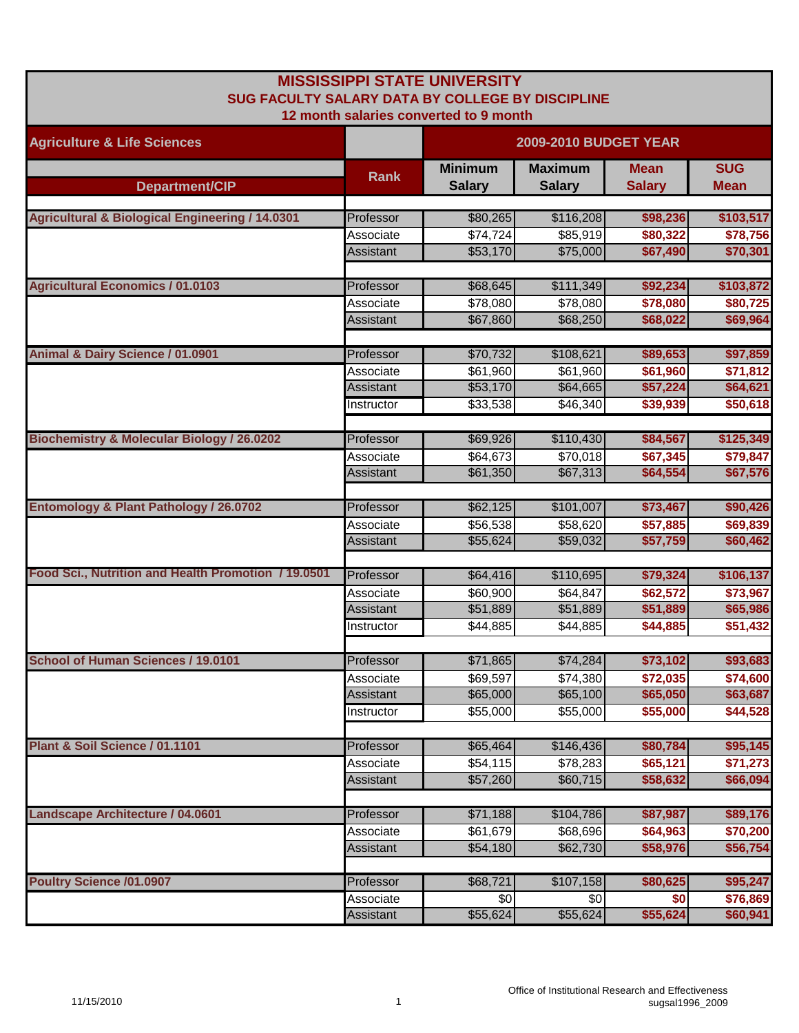# MISSISSIPPI STATE UNIVERSITY
## SUG FACULTY SALARY DATA BY COLLEGE BY DISCIPLINE
### 12 month salaries converted to 9 month

| Agriculture & Life Sciences | | 2009-2010 BUDGET YEAR | | | |
|---|---|---|---|---|---|
| Department/CIP | Rank | Minimum Salary | Maximum Salary | Mean Salary | SUG Mean |
| Agricultural & Biological Engineering / 14.0301 | Professor | $80,265 | $116,208 | $98,236 | $103,517 |
| | Associate | $74,724 | $85,919 | $80,322 | $78,756 |
| | Assistant | $53,170 | $75,000 | $67,490 | $70,301 |
| Agricultural Economics / 01.0103 | Professor | $68,645 | $111,349 | $92,234 | $103,872 |
| | Associate | $78,080 | $78,080 | $78,080 | $80,725 |
| | Assistant | $67,860 | $68,250 | $68,022 | $69,964 |
| Animal & Dairy Science / 01.0901 | Professor | $70,732 | $108,621 | $89,653 | $97,859 |
| | Associate | $61,960 | $61,960 | $61,960 | $71,812 |
| | Assistant | $53,170 | $64,665 | $57,224 | $64,621 |
| | Instructor | $33,538 | $46,340 | $39,939 | $50,618 |
| Biochemistry & Molecular Biology / 26.0202 | Professor | $69,926 | $110,430 | $84,567 | $125,349 |
| | Associate | $64,673 | $70,018 | $67,345 | $79,847 |
| | Assistant | $61,350 | $67,313 | $64,554 | $67,576 |
| Entomology & Plant Pathology / 26.0702 | Professor | $62,125 | $101,007 | $73,467 | $90,426 |
| | Associate | $56,538 | $58,620 | $57,885 | $69,839 |
| | Assistant | $55,624 | $59,032 | $57,759 | $60,462 |
| Food Sci., Nutrition and Health Promotion / 19.0501 | Professor | $64,416 | $110,695 | $79,324 | $106,137 |
| | Associate | $60,900 | $64,847 | $62,572 | $73,967 |
| | Assistant | $51,889 | $51,889 | $51,889 | $65,986 |
| | Instructor | $44,885 | $44,885 | $44,885 | $51,432 |
| School of Human Sciences / 19.0101 | Professor | $71,865 | $74,284 | $73,102 | $93,683 |
| | Associate | $69,597 | $74,380 | $72,035 | $74,600 |
| | Assistant | $65,000 | $65,100 | $65,050 | $63,687 |
| | Instructor | $55,000 | $55,000 | $55,000 | $44,528 |
| Plant & Soil Science / 01.1101 | Professor | $65,464 | $146,436 | $80,784 | $95,145 |
| | Associate | $54,115 | $78,283 | $65,121 | $71,273 |
| | Assistant | $57,260 | $60,715 | $58,632 | $66,094 |
| Landscape Architecture / 04.0601 | Professor | $71,188 | $104,786 | $87,987 | $89,176 |
| | Associate | $61,679 | $68,696 | $64,963 | $70,200 |
| | Assistant | $54,180 | $62,730 | $58,976 | $56,754 |
| Poultry Science /01.0907 | Professor | $68,721 | $107,158 | $80,625 | $95,247 |
| | Associate | $0 | $0 | $0 | $76,869 |
| | Assistant | $55,624 | $55,624 | $55,624 | $60,941 |

11/15/2010

Office of Institutional Research and Effectiveness
sugsal1996_2009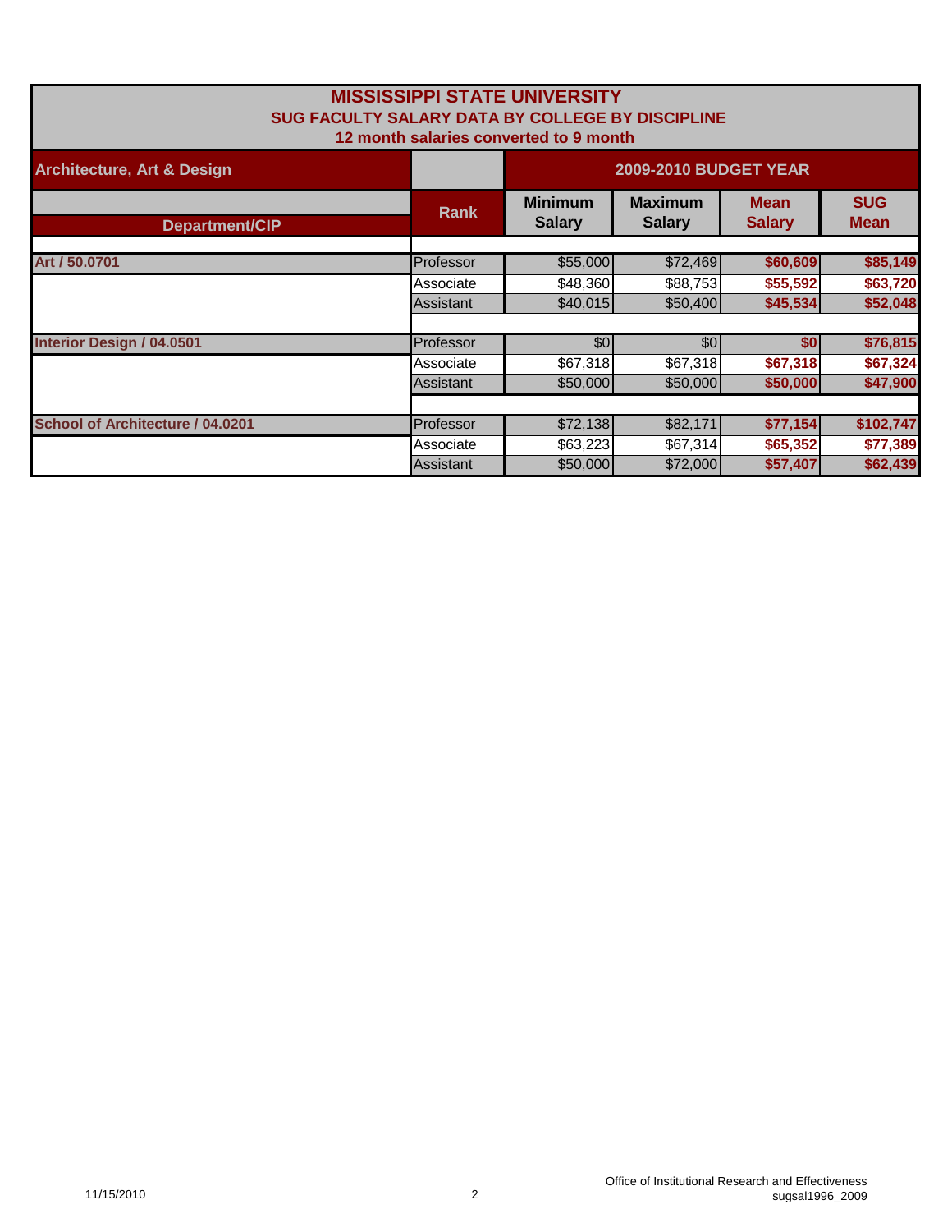# MISSISSIPPI STATE UNIVERSITY

## SUG FACULTY SALARY DATA BY COLLEGE BY DISCIPLINE

### 12 month salaries converted to 9 month

| Architecture, Art & Design | | 2009-2010 BUDGET YEAR | | | |
|---|---|---|---|---|---|
| **Department/CIP** | **Rank** | **Minimum Salary** | **Maximum Salary** | **Mean Salary** | **SUG Mean** |
| Art / 50.0701 | Professor | $55,000 | $72,469 | $60,609 | $85,149 |
| | Associate | $48,360 | $88,753 | $55,592 | $63,720 |
| | Assistant | $40,015 | $50,400 | $45,534 | $52,048 |
| Interior Design / 04.0501 | Professor | $0 | $0 | $0 | $76,815 |
| | Associate | $67,318 | $67,318 | $67,318 | $67,324 |
| | Assistant | $50,000 | $50,000 | $50,000 | $47,900 |
| School of Architecture / 04.0201 | Professor | $72,138 | $82,171 | $77,154 | $102,747 |
| | Associate | $63,223 | $67,314 | $65,352 | $77,389 |
| | Assistant | $50,000 | $72,000 | $57,407 | $62,439 |

11/15/2010

Office of Institutional Research and Effectiveness
sugsal1996_2009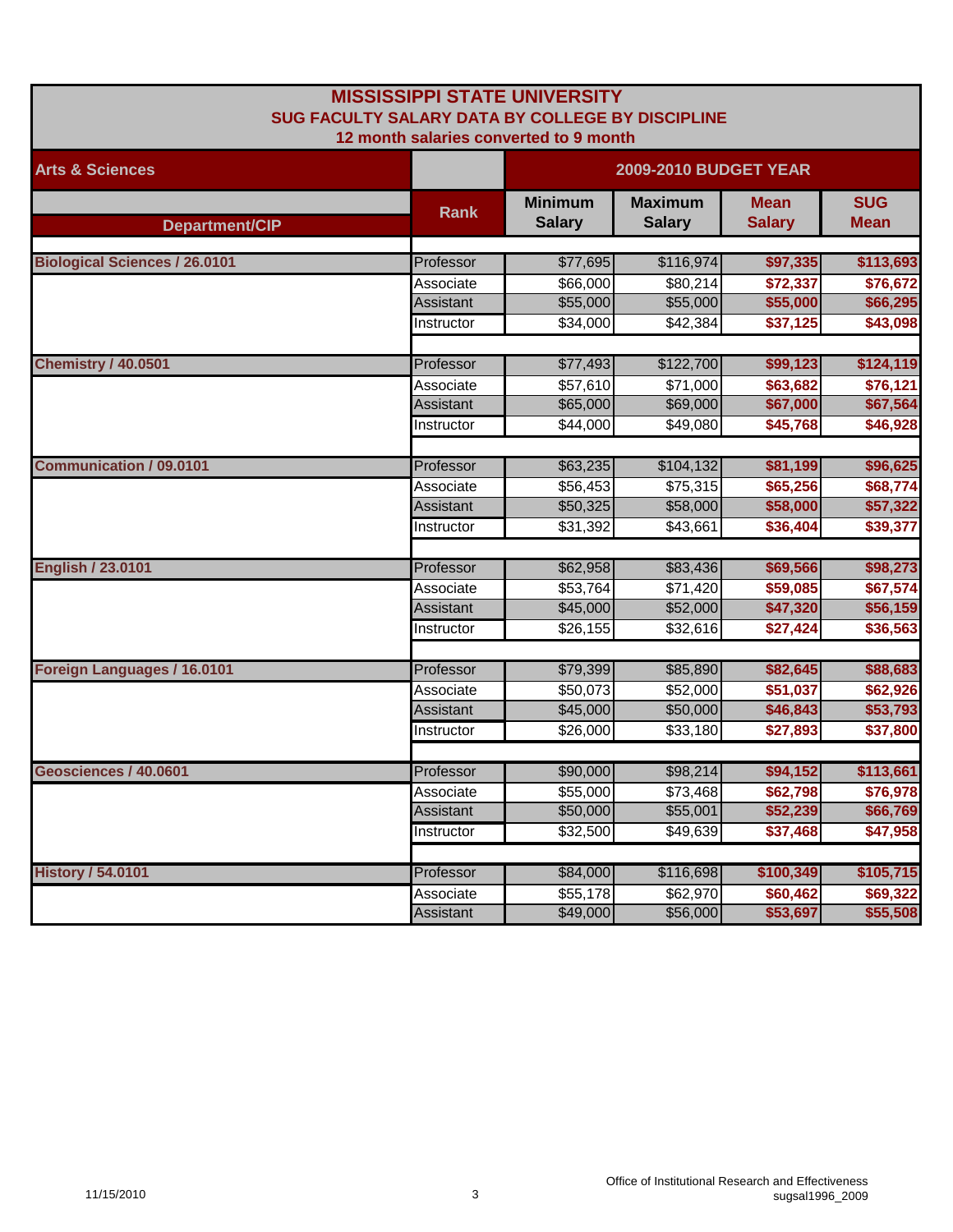# MISSISSIPPI STATE UNIVERSITY

## SUG FACULTY SALARY DATA BY COLLEGE BY DISCIPLINE

### 12 month salaries converted to 9 month

| Arts & Sciences | | 2009-2010 BUDGET YEAR | | | |
|---|---|---|---|---|---|
| Department/CIP | Rank | Minimum Salary | Maximum Salary | Mean Salary | SUG Mean |
| Biological Sciences / 26.0101 | Professor | $77,695 | $116,974 | $97,335 | $113,693 |
| | Associate | $66,000 | $80,214 | $72,337 | $76,672 |
| | Assistant | $55,000 | $55,000 | $55,000 | $66,295 |
| | Instructor | $34,000 | $42,384 | $37,125 | $43,098 |
| Chemistry / 40.0501 | Professor | $77,493 | $122,700 | $99,123 | $124,119 |
| | Associate | $57,610 | $71,000 | $63,682 | $76,121 |
| | Assistant | $65,000 | $69,000 | $67,000 | $67,564 |
| | Instructor | $44,000 | $49,080 | $45,768 | $46,928 |
| Communication / 09.0101 | Professor | $63,235 | $104,132 | $81,199 | $96,625 |
| | Associate | $56,453 | $75,315 | $65,256 | $68,774 |
| | Assistant | $50,325 | $58,000 | $58,000 | $57,322 |
| | Instructor | $31,392 | $43,661 | $36,404 | $39,377 |
| English / 23.0101 | Professor | $62,958 | $83,436 | $69,566 | $98,273 |
| | Associate | $53,764 | $71,420 | $59,085 | $67,574 |
| | Assistant | $45,000 | $52,000 | $47,320 | $56,159 |
| | Instructor | $26,155 | $32,616 | $27,424 | $36,563 |
| Foreign Languages / 16.0101 | Professor | $79,399 | $85,890 | $82,645 | $88,683 |
| | Associate | $50,073 | $52,000 | $51,037 | $62,926 |
| | Assistant | $45,000 | $50,000 | $46,843 | $53,793 |
| | Instructor | $26,000 | $33,180 | $27,893 | $37,800 |
| Geosciences / 40.0601 | Professor | $90,000 | $98,214 | $94,152 | $113,661 |
| | Associate | $55,000 | $73,468 | $62,798 | $76,978 |
| | Assistant | $50,000 | $55,001 | $52,239 | $66,769 |
| | Instructor | $32,500 | $49,639 | $37,468 | $47,958 |
| History / 54.0101 | Professor | $84,000 | $116,698 | $100,349 | $105,715 |
| | Associate | $55,178 | $62,970 | $60,462 | $69,322 |
| | Assistant | $49,000 | $56,000 | $53,697 | $55,508 |

11/15/2010

Office of Institutional Research and Effectiveness
sugsal1996_2009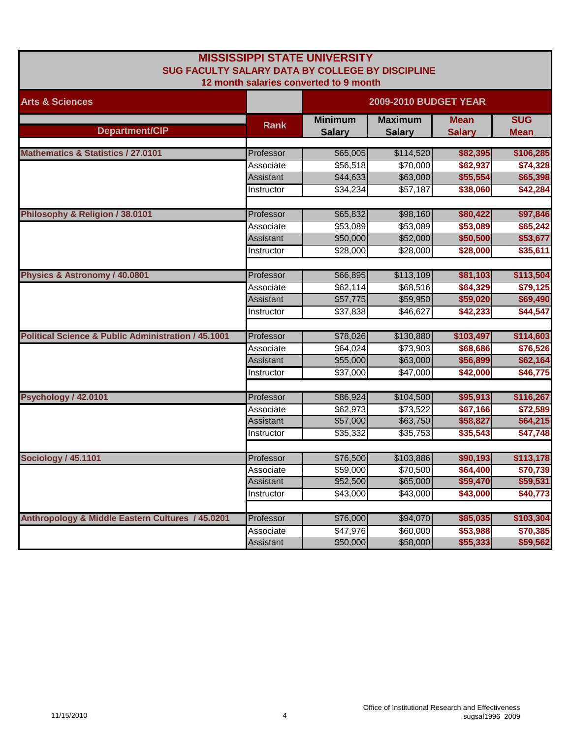# MISSISSIPPI STATE UNIVERSITY

## SUG FACULTY SALARY DATA BY COLLEGE BY DISCIPLINE

### 12 month salaries converted to 9 month

| Arts & Sciences | | 2009-2010 BUDGET YEAR | | | |
|---|---|---|---|---|---|
| Department/CIP | Rank | Minimum Salary | Maximum Salary | Mean Salary | SUG Mean |
| Mathematics & Statistics / 27.0101 | Professor | $65,005 | $114,520 | $82,395 | $106,285 |
| | Associate | $56,518 | $70,000 | $62,937 | $74,328 |
| | Assistant | $44,633 | $63,000 | $55,554 | $65,398 |
| | Instructor | $34,234 | $57,187 | $38,060 | $42,284 |
| Philosophy & Religion / 38.0101 | Professor | $65,832 | $98,160 | $80,422 | $97,846 |
| | Associate | $53,089 | $53,089 | $53,089 | $65,242 |
| | Assistant | $50,000 | $52,000 | $50,500 | $53,677 |
| | Instructor | $28,000 | $28,000 | $28,000 | $35,611 |
| Physics & Astronomy / 40.0801 | Professor | $66,895 | $113,109 | $81,103 | $113,504 |
| | Associate | $62,114 | $68,516 | $64,329 | $79,125 |
| | Assistant | $57,775 | $59,950 | $59,020 | $69,490 |
| | Instructor | $37,838 | $46,627 | $42,233 | $44,547 |
| Political Science & Public Administration / 45.1001 | Professor | $78,026 | $130,880 | $103,497 | $114,603 |
| | Associate | $64,024 | $73,903 | $68,686 | $76,526 |
| | Assistant | $55,000 | $63,000 | $56,899 | $62,164 |
| | Instructor | $37,000 | $47,000 | $42,000 | $46,775 |
| Psychology / 42.0101 | Professor | $86,924 | $104,500 | $95,913 | $116,267 |
| | Associate | $62,973 | $73,522 | $67,166 | $72,589 |
| | Assistant | $57,000 | $63,750 | $58,827 | $64,215 |
| | Instructor | $35,332 | $35,753 | $35,543 | $47,748 |
| Sociology / 45.1101 | Professor | $76,500 | $103,886 | $90,193 | $113,178 |
| | Associate | $59,000 | $70,500 | $64,400 | $70,739 |
| | Assistant | $52,500 | $65,000 | $59,470 | $59,531 |
| | Instructor | $43,000 | $43,000 | $43,000 | $40,773 |
| Anthropology & Middle Eastern Cultures / 45.0201 | Professor | $76,000 | $94,070 | $85,035 | $103,304 |
| | Associate | $47,976 | $60,000 | $53,988 | $70,385 |
| | Assistant | $50,000 | $58,000 | $55,333 | $59,562 |

11/15/2010

Office of Institutional Research and Effectiveness
sugsal1996_2009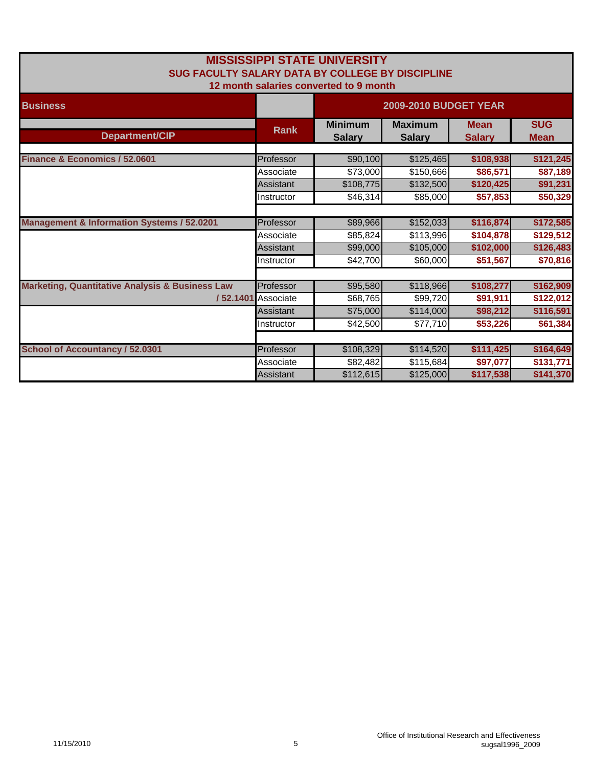# MISSISSIPPI STATE UNIVERSITY

## SUG FACULTY SALARY DATA BY COLLEGE BY DISCIPLINE

### 12 month salaries converted to 9 month

| Business | | 2009-2010 BUDGET YEAR | | | |
|---|---|---|---|---|---|
| **Department/CIP** | **Rank** | **Minimum Salary** | **Maximum Salary** | **Mean Salary** | **SUG Mean** |
| **Finance & Economics / 52.0601** | Professor | $90,100 | $125,465 | **$108,938** | **$121,245** |
| | Associate | $73,000 | $150,666 | **$86,571** | **$87,189** |
| | Assistant | $108,775 | $132,500 | **$120,425** | **$91,231** |
| | Instructor | $46,314 | $85,000 | **$57,853** | **$50,329** |
| **Management & Information Systems / 52.0201** | Professor | $89,966 | $152,033 | **$116,874** | **$172,585** |
| | Associate | $85,824 | $113,996 | **$104,878** | **$129,512** |
| | Assistant | $99,000 | $105,000 | **$102,000** | **$126,483** |
| | Instructor | $42,700 | $60,000 | **$51,567** | **$70,816** |
| **Marketing, Quantitative Analysis & Business Law / 52.1401** | Professor | $95,580 | $118,966 | **$108,277** | **$162,909** |
| | Associate | $68,765 | $99,720 | **$91,911** | **$122,012** |
| | Assistant | $75,000 | $114,000 | **$98,212** | **$116,591** |
| | Instructor | $42,500 | $77,710 | **$53,226** | **$61,384** |
| **School of Accountancy / 52.0301** | Professor | $108,329 | $114,520 | **$111,425** | **$164,649** |
| | Associate | $82,482 | $115,684 | **$97,077** | **$131,771** |
| | Assistant | $112,615 | $125,000 | **$117,538** | **$141,370** |

11/15/2010

Office of Institutional Research and Effectiveness
sugsal1996_2009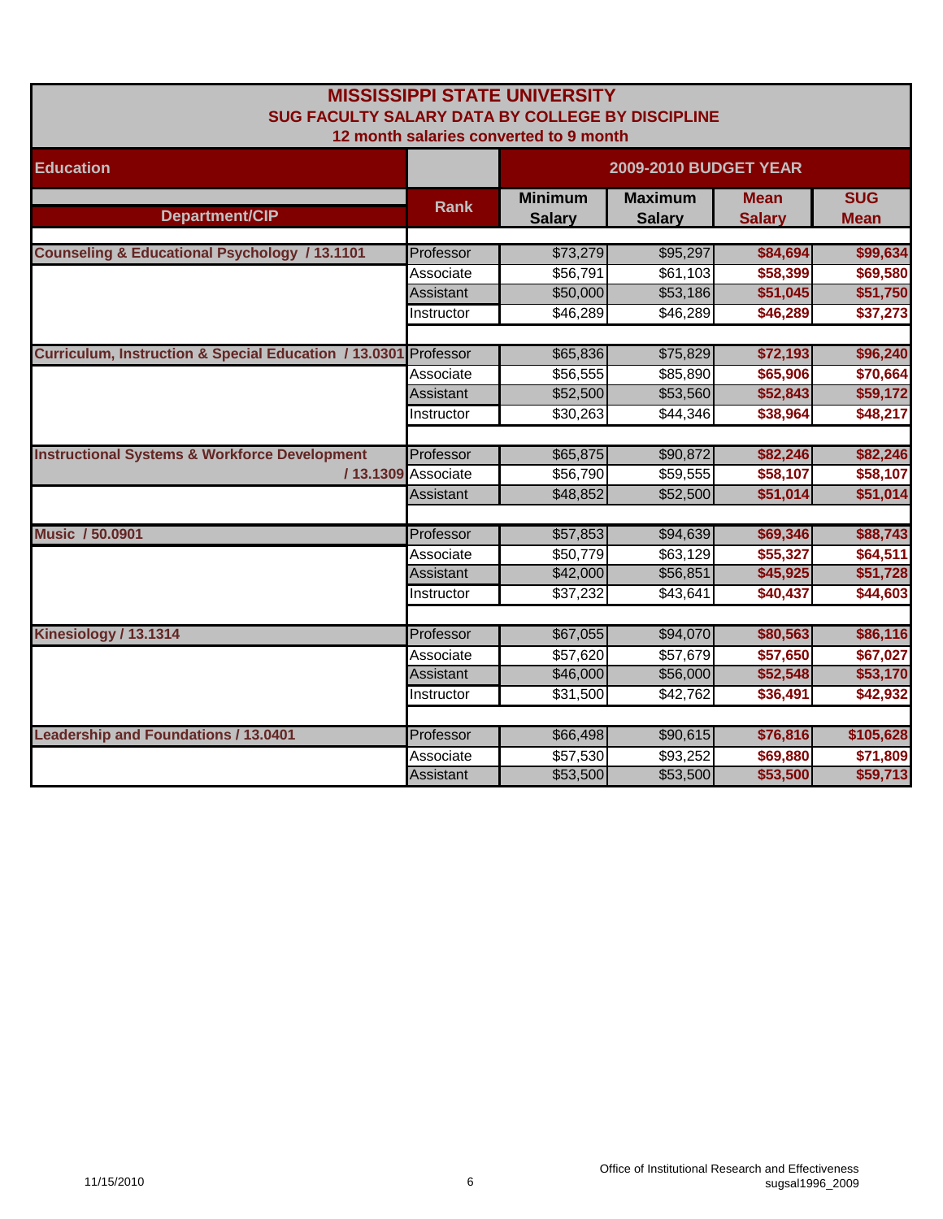# MISSISSIPPI STATE UNIVERSITY

## SUG FACULTY SALARY DATA BY COLLEGE BY DISCIPLINE

### 12 month salaries converted to 9 month

| Education | | 2009-2010 BUDGET YEAR | | | |
|---|---|---|---|---|---|
| Department/CIP | Rank | Minimum Salary | Maximum Salary | Mean Salary | SUG Mean |
| Counseling & Educational Psychology / 13.1101 | Professor | $73,279 | $95,297 | $84,694 | $99,634 |
| | Associate | $56,791 | $61,103 | $58,399 | $69,580 |
| | Assistant | $50,000 | $53,186 | $51,045 | $51,750 |
| | Instructor | $46,289 | $46,289 | $46,289 | $37,273 |
| Curriculum, Instruction & Special Education / 13.0301 | Professor | $65,836 | $75,829 | $72,193 | $96,240 |
| | Associate | $56,555 | $85,890 | $65,906 | $70,664 |
| | Assistant | $52,500 | $53,560 | $52,843 | $59,172 |
| | Instructor | $30,263 | $44,346 | $38,964 | $48,217 |
| Instructional Systems & Workforce Development / 13.1309 | Professor | $65,875 | $90,872 | $82,246 | $82,246 |
| | Associate | $56,790 | $59,555 | $58,107 | $58,107 |
| | Assistant | $48,852 | $52,500 | $51,014 | $51,014 |
| Music / 50.0901 | Professor | $57,853 | $94,639 | $69,346 | $88,743 |
| | Associate | $50,779 | $63,129 | $55,327 | $64,511 |
| | Assistant | $42,000 | $56,851 | $45,925 | $51,728 |
| | Instructor | $37,232 | $43,641 | $40,437 | $44,603 |
| Kinesiology / 13.1314 | Professor | $67,055 | $94,070 | $80,563 | $86,116 |
| | Associate | $57,620 | $57,679 | $57,650 | $67,027 |
| | Assistant | $46,000 | $56,000 | $52,548 | $53,170 |
| | Instructor | $31,500 | $42,762 | $36,491 | $42,932 |
| Leadership and Foundations / 13.0401 | Professor | $66,498 | $90,615 | $76,816 | $105,628 |
| | Associate | $57,530 | $93,252 | $69,880 | $71,809 |
| | Assistant | $53,500 | $53,500 | $53,500 | $59,713 |

11/15/2010

Office of Institutional Research and Effectiveness
sugsal1996_2009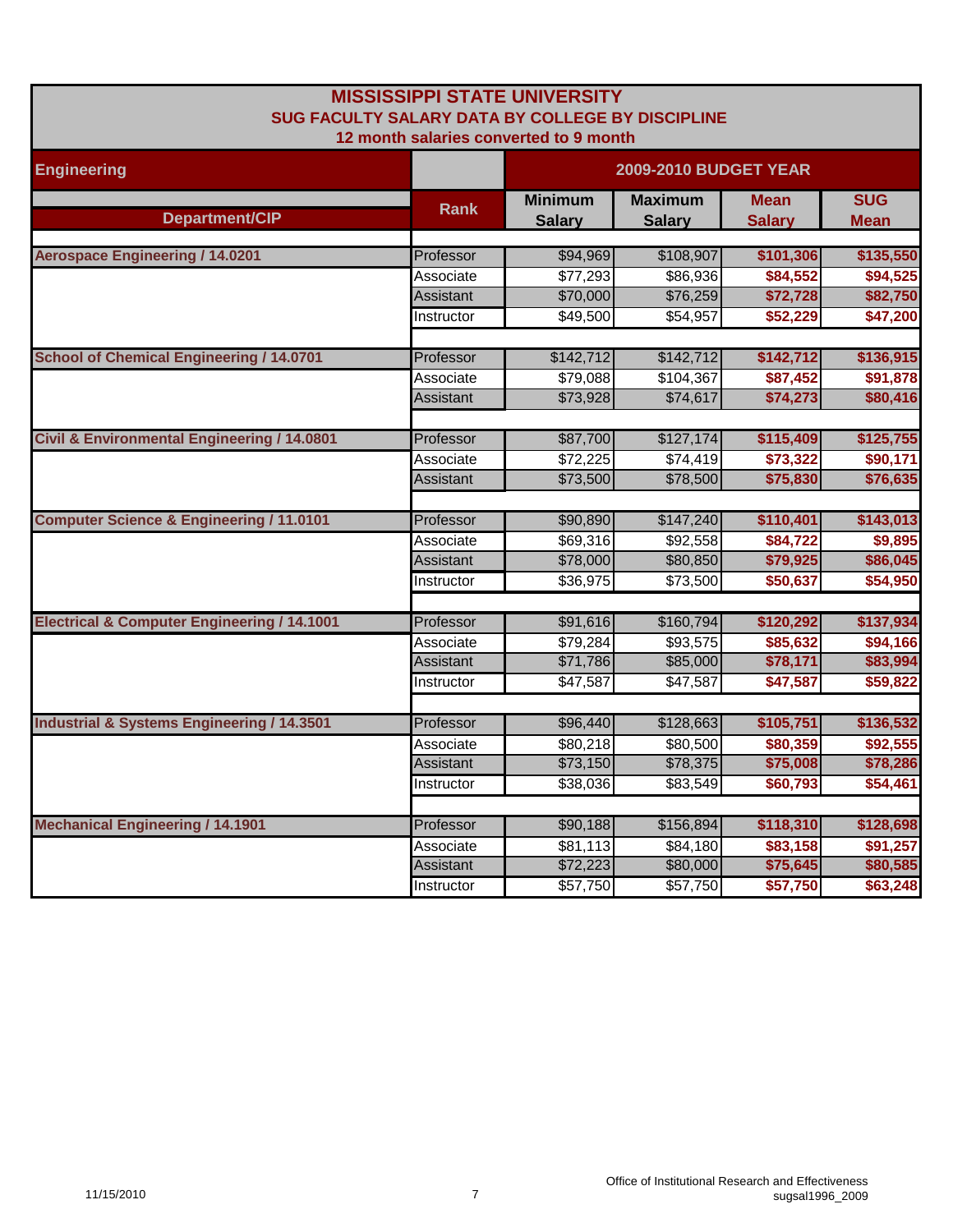# MISSISSIPPI STATE UNIVERSITY
## SUG FACULTY SALARY DATA BY COLLEGE BY DISCIPLINE
### 12 month salaries converted to 9 month

| Engineering | | 2009-2010 BUDGET YEAR | | | |
|---|---|---|---|---|---|
| **Department/CIP** | **Rank** | **Minimum Salary** | **Maximum Salary** | **Mean Salary** | **SUG Mean** |
| **Aerospace Engineering / 14.0201** | Professor | $94,969 | $108,907 | **$101,306** | **$135,550** |
| | Associate | $77,293 | $86,936 | **$84,552** | **$94,525** |
| | Assistant | $70,000 | $76,259 | **$72,728** | **$82,750** |
| | Instructor | $49,500 | $54,957 | **$52,229** | **$47,200** |
| **School of Chemical Engineering / 14.0701** | Professor | $142,712 | $142,712 | **$142,712** | **$136,915** |
| | Associate | $79,088 | $104,367 | **$87,452** | **$91,878** |
| | Assistant | $73,928 | $74,617 | **$74,273** | **$80,416** |
| **Civil & Environmental Engineering / 14.0801** | Professor | $87,700 | $127,174 | **$115,409** | **$125,755** |
| | Associate | $72,225 | $74,419 | **$73,322** | **$90,171** |
| | Assistant | $73,500 | $78,500 | **$75,830** | **$76,635** |
| **Computer Science & Engineering / 11.0101** | Professor | $90,890 | $147,240 | **$110,401** | **$143,013** |
| | Associate | $69,316 | $92,558 | **$84,722** | **$9,895** |
| | Assistant | $78,000 | $80,850 | **$79,925** | **$86,045** |
| | Instructor | $36,975 | $73,500 | **$50,637** | **$54,950** |
| **Electrical & Computer Engineering / 14.1001** | Professor | $91,616 | $160,794 | **$120,292** | **$137,934** |
| | Associate | $79,284 | $93,575 | **$85,632** | **$94,166** |
| | Assistant | $71,786 | $85,000 | **$78,171** | **$83,994** |
| | Instructor | $47,587 | $47,587 | **$47,587** | **$59,822** |
| **Industrial & Systems Engineering / 14.3501** | Professor | $96,440 | $128,663 | **$105,751** | **$136,532** |
| | Associate | $80,218 | $80,500 | **$80,359** | **$92,555** |
| | Assistant | $73,150 | $78,375 | **$75,008** | **$78,286** |
| | Instructor | $38,036 | $83,549 | **$60,793** | **$54,461** |
| **Mechanical Engineering / 14.1901** | Professor | $90,188 | $156,894 | **$118,310** | **$128,698** |
| | Associate | $81,113 | $84,180 | **$83,158** | **$91,257** |
| | Assistant | $72,223 | $80,000 | **$75,645** | **$80,585** |
| | Instructor | $57,750 | $57,750 | **$57,750** | **$63,248** |

11/15/2010

Office of Institutional Research and Effectiveness
sugsal1996_2009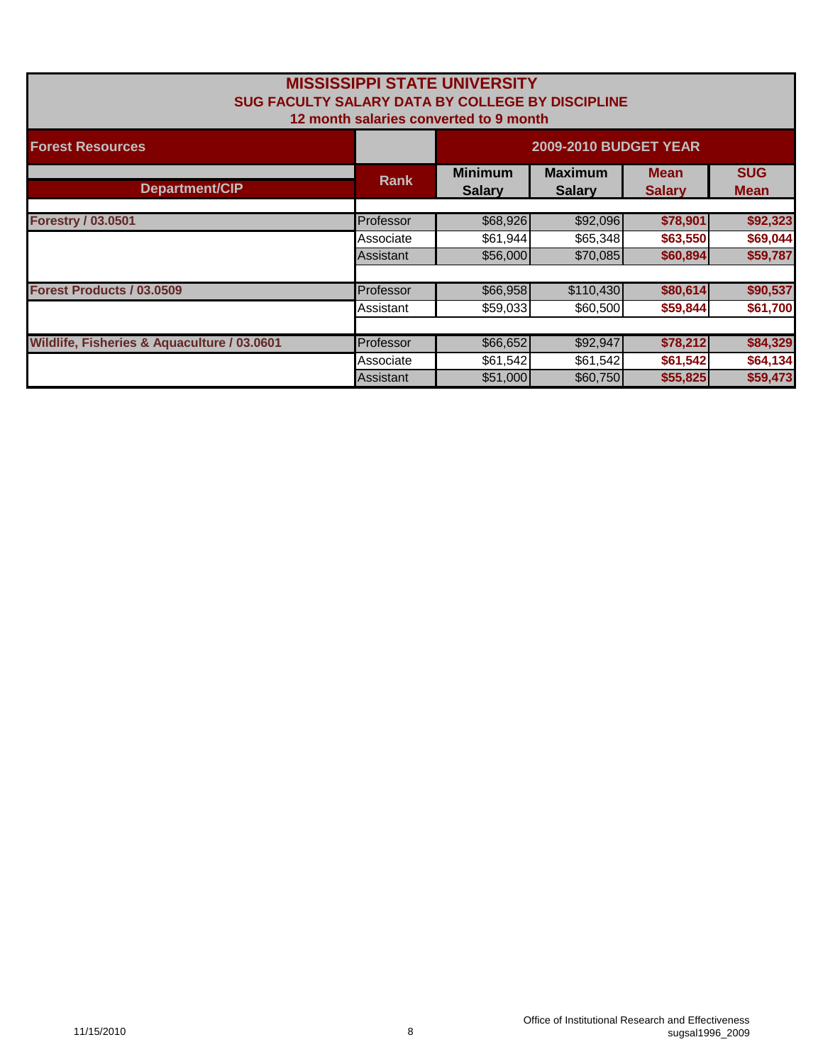# MISSISSIPPI STATE UNIVERSITY
## SUG FACULTY SALARY DATA BY COLLEGE BY DISCIPLINE
### 12 month salaries converted to 9 month

| Forest Resources | | 2009-2010 BUDGET YEAR | | | |
|---|---|---|---|---|---|
| **Department/CIP** | **Rank** | **Minimum Salary** | **Maximum Salary** | **Mean Salary** | **SUG Mean** |
| **Forestry / 03.0501** | Professor | $68,926 | $92,096 | **$78,901** | **$92,323** |
| | Associate | $61,944 | $65,348 | **$63,550** | **$69,044** |
| | Assistant | $56,000 | $70,085 | **$60,894** | **$59,787** |
| **Forest Products / 03.0509** | Professor | $66,958 | $110,430 | **$80,614** | **$90,537** |
| | Assistant | $59,033 | $60,500 | **$59,844** | **$61,700** |
| **Wildlife, Fisheries & Aquaculture / 03.0601** | Professor | $66,652 | $92,947 | **$78,212** | **$84,329** |
| | Associate | $61,542 | $61,542 | **$61,542** | **$64,134** |
| | Assistant | $51,000 | $60,750 | **$55,825** | **$59,473** |

11/15/2010

Office of Institutional Research and Effectiveness
sugsal1996_2009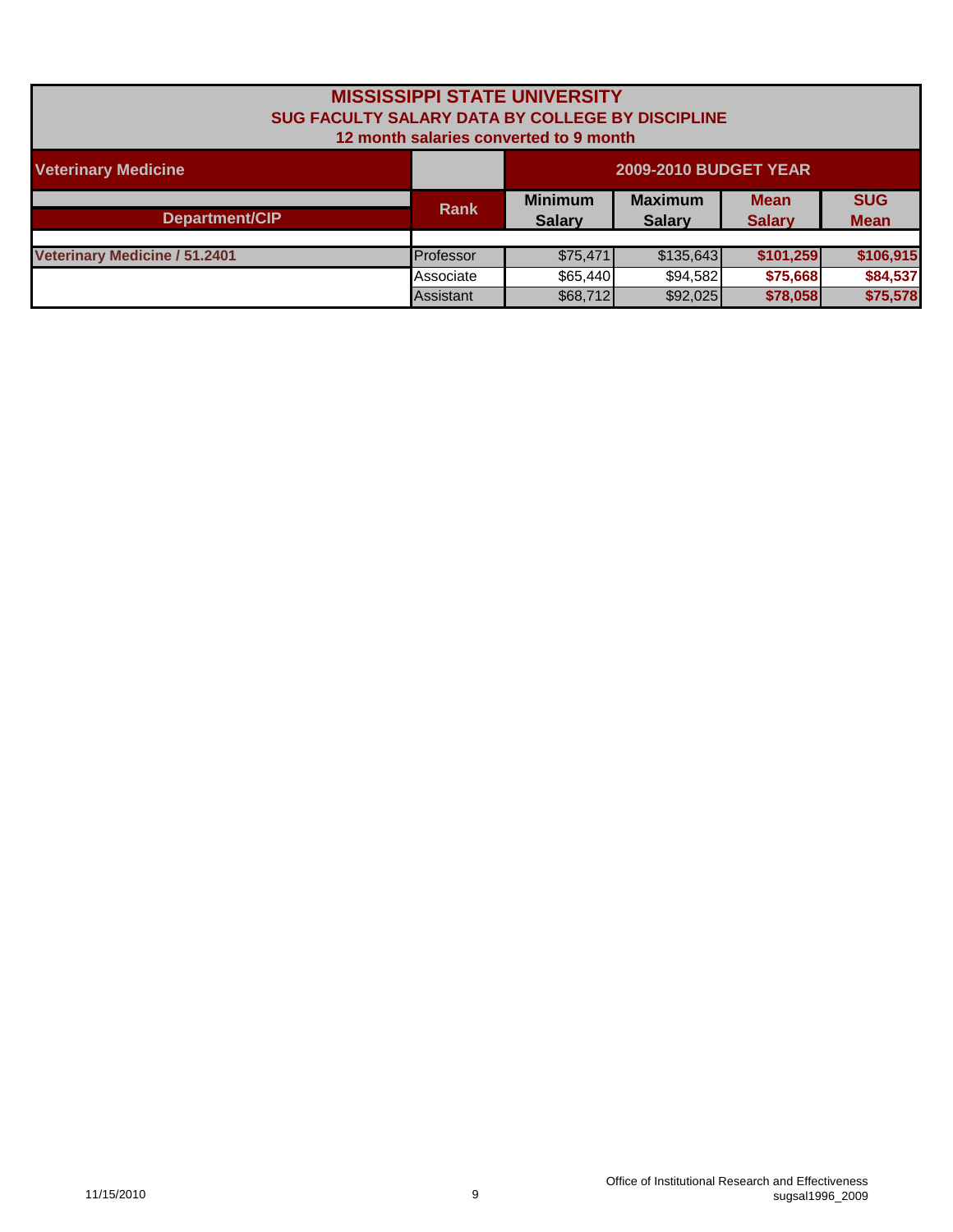# MISSISSIPPI STATE UNIVERSITY

## SUG FACULTY SALARY DATA BY COLLEGE BY DISCIPLINE

### 12 month salaries converted to 9 month

| Veterinary Medicine | | 2009-2010 BUDGET YEAR | | | |
|---|---|---|---|---|---|
| Department/CIP | Rank | Minimum Salary | Maximum Salary | Mean Salary | SUG Mean |
| Veterinary Medicine / 51.2401 | Professor | $75,471 | $135,643 | $101,259 | $106,915 |
| | Associate | $65,440 | $94,582 | $75,668 | $84,537 |
| | Assistant | $68,712 | $92,025 | $78,058 | $75,578 |

11/15/2010

Office of Institutional Research and Effectiveness
sugsal1996_2009